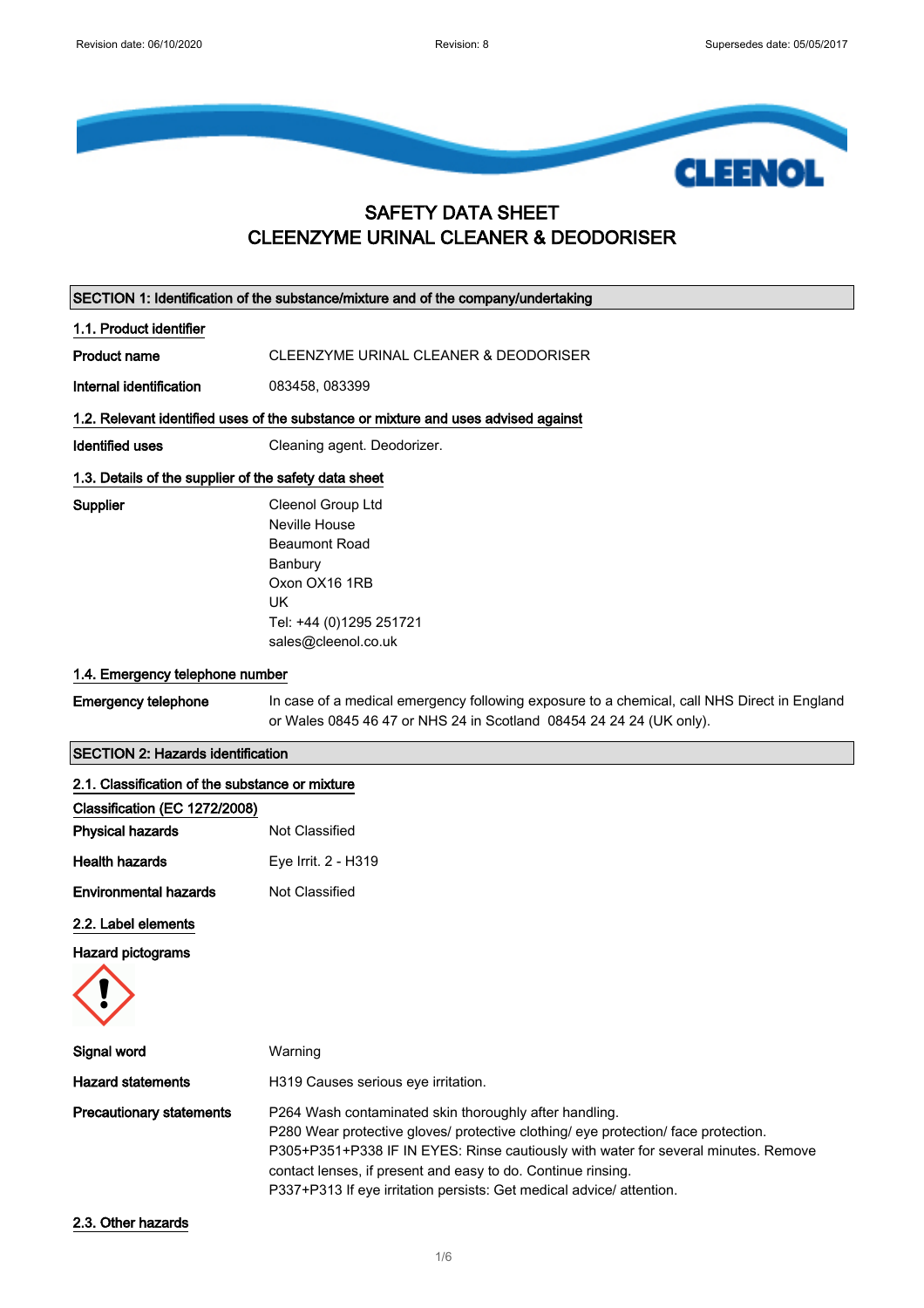# SAFETY DATA SHEET
# CLEENZYME URINAL CLEANER & DEODORISER

## SECTION 1: Identification of the substance/mixture and of the company/undertaking

### 1.1. Product identifier

**Product name** CLEENZYME URINAL CLEANER & DEODORISER

**Internal identification** 083458, 083399

### 1.2. Relevant identified uses of the substance or mixture and uses advised against

**Identified uses** Cleaning agent. Deodorizer.

### 1.3. Details of the supplier of the safety data sheet

**Supplier**
Cleenol Group Ltd
Neville House
Beaumont Road
Banbury
Oxon OX16 1RB
UK
Tel: +44 (0)1295 251721
sales@cleenol.co.uk

### 1.4. Emergency telephone number

**Emergency telephone** In case of a medical emergency following exposure to a chemical, call NHS Direct in England or Wales 0845 46 47 or NHS 24 in Scotland 08454 24 24 24 (UK only).

## SECTION 2: Hazards identification

### 2.1. Classification of the substance or mixture

**Classification (EC 1272/2008)**

**Physical hazards** Not Classified

**Health hazards** Eye Irrit. 2 - H319

**Environmental hazards** Not Classified

### 2.2. Label elements

**Hazard pictograms**

**Signal word** Warning

**Hazard statements** H319 Causes serious eye irritation.

**Precautionary statements**
P264 Wash contaminated skin thoroughly after handling.
P280 Wear protective gloves/ protective clothing/ eye protection/ face protection.
P305+P351+P338 IF IN EYES: Rinse cautiously with water for several minutes. Remove contact lenses, if present and easy to do. Continue rinsing.
P337+P313 If eye irritation persists: Get medical advice/ attention.

### 2.3. Other hazards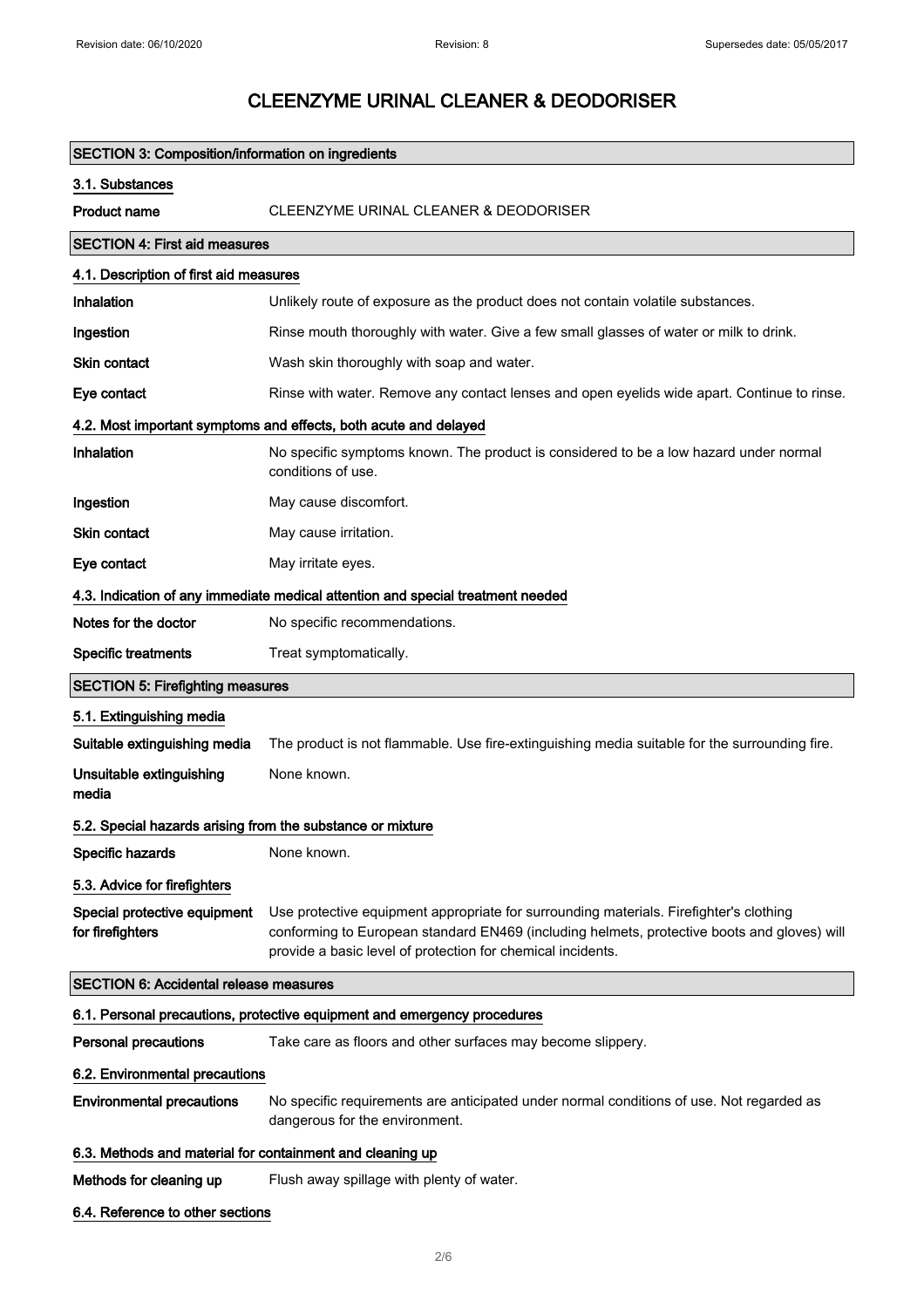# CLEENZYME URINAL CLEANER & DEODORISER

## SECTION 3: Composition/information on ingredients

### 3.1. Substances

**Product name** CLEENZYME URINAL CLEANER & DEODORISER

## SECTION 4: First aid measures

### 4.1. Description of first aid measures

**Inhalation** Unlikely route of exposure as the product does not contain volatile substances.

**Ingestion** Rinse mouth thoroughly with water. Give a few small glasses of water or milk to drink.

**Skin contact** Wash skin thoroughly with soap and water.

**Eye contact** Rinse with water. Remove any contact lenses and open eyelids wide apart. Continue to rinse.

### 4.2. Most important symptoms and effects, both acute and delayed

**Inhalation** No specific symptoms known. The product is considered to be a low hazard under normal conditions of use.

**Ingestion** May cause discomfort.

**Skin contact** May cause irritation.

**Eye contact** May irritate eyes.

### 4.3. Indication of any immediate medical attention and special treatment needed

**Notes for the doctor** No specific recommendations.

**Specific treatments** Treat symptomatically.

## SECTION 5: Firefighting measures

### 5.1. Extinguishing media

**Suitable extinguishing media** The product is not flammable. Use fire-extinguishing media suitable for the surrounding fire.

**Unsuitable extinguishing media** None known.

### 5.2. Special hazards arising from the substance or mixture

**Specific hazards** None known.

### 5.3. Advice for firefighters

**Special protective equipment for firefighters** Use protective equipment appropriate for surrounding materials. Firefighter's clothing conforming to European standard EN469 (including helmets, protective boots and gloves) will provide a basic level of protection for chemical incidents.

## SECTION 6: Accidental release measures

### 6.1. Personal precautions, protective equipment and emergency procedures

**Personal precautions** Take care as floors and other surfaces may become slippery.

### 6.2. Environmental precautions

**Environmental precautions** No specific requirements are anticipated under normal conditions of use. Not regarded as dangerous for the environment.

### 6.3. Methods and material for containment and cleaning up

**Methods for cleaning up** Flush away spillage with plenty of water.

### 6.4. Reference to other sections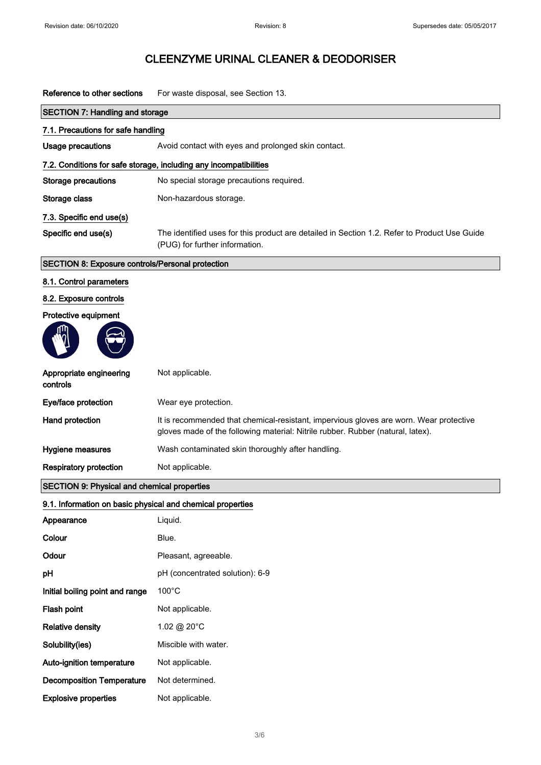# CLEENZYME URINAL CLEANER & DEODORISER

| | |
|---|---|
| **Reference to other sections** | For waste disposal, see Section 13. |

## SECTION 7: Handling and storage

### 7.1. Precautions for safe handling

| | |
|---|---|
| **Usage precautions** | Avoid contact with eyes and prolonged skin contact. |

### 7.2. Conditions for safe storage, including any incompatibilities

| | |
|---|---|
| **Storage precautions** | No special storage precautions required. |
| **Storage class** | Non-hazardous storage. |

### 7.3. Specific end use(s)

| | |
|---|---|
| **Specific end use(s)** | The identified uses for this product are detailed in Section 1.2. Refer to Product Use Guide (PUG) for further information. |

## SECTION 8: Exposure controls/Personal protection

### 8.1. Control parameters

### 8.2. Exposure controls

**Protective equipment**

| | |
|---|---|
| **Appropriate engineering controls** | Not applicable. |
| **Eye/face protection** | Wear eye protection. |
| **Hand protection** | It is recommended that chemical-resistant, impervious gloves are worn. Wear protective gloves made of the following material: Nitrile rubber. Rubber (natural, latex). |
| **Hygiene measures** | Wash contaminated skin thoroughly after handling. |
| **Respiratory protection** | Not applicable. |

## SECTION 9: Physical and chemical properties

### 9.1. Information on basic physical and chemical properties

| | |
|---|---|
| **Appearance** | Liquid. |
| **Colour** | Blue. |
| **Odour** | Pleasant, agreeable. |
| **pH** | pH (concentrated solution): 6-9 |
| **Initial boiling point and range** | 100°C |
| **Flash point** | Not applicable. |
| **Relative density** | 1.02 @ 20°C |
| **Solubility(ies)** | Miscible with water. |
| **Auto-ignition temperature** | Not applicable. |
| **Decomposition Temperature** | Not determined. |
| **Explosive properties** | Not applicable. |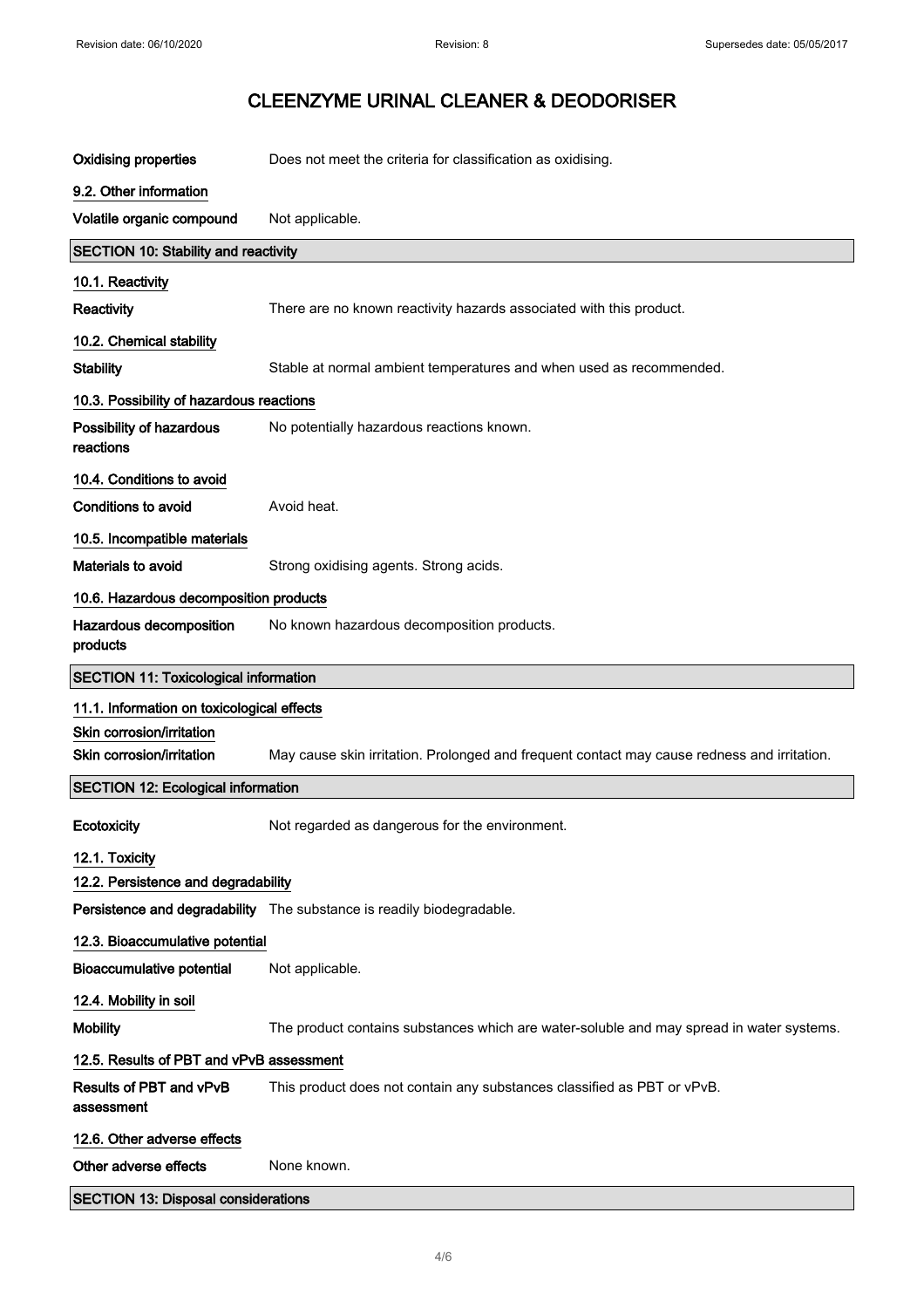| | |
|---|---|
| **Oxidising properties** | Does not meet the criteria for classification as oxidising. |

**9.2. Other information**

| | |
|---|---|
| **Volatile organic compound** | Not applicable. |

## SECTION 10: Stability and reactivity

**10.1. Reactivity**

| | |
|---|---|
| **Reactivity** | There are no known reactivity hazards associated with this product. |

**10.2. Chemical stability**

| | |
|---|---|
| **Stability** | Stable at normal ambient temperatures and when used as recommended. |

**10.3. Possibility of hazardous reactions**

| | |
|---|---|
| **Possibility of hazardous reactions** | No potentially hazardous reactions known. |

**10.4. Conditions to avoid**

| | |
|---|---|
| **Conditions to avoid** | Avoid heat. |

**10.5. Incompatible materials**

| | |
|---|---|
| **Materials to avoid** | Strong oxidising agents. Strong acids. |

**10.6. Hazardous decomposition products**

| | |
|---|---|
| **Hazardous decomposition products** | No known hazardous decomposition products. |

## SECTION 11: Toxicological information

**11.1. Information on toxicological effects**

**Skin corrosion/irritation**

| | |
|---|---|
| **Skin corrosion/irritation** | May cause skin irritation. Prolonged and frequent contact may cause redness and irritation. |

## SECTION 12: Ecological information

| | |
|---|---|
| **Ecotoxicity** | Not regarded as dangerous for the environment. |

**12.1. Toxicity**

**12.2. Persistence and degradability**

| | |
|---|---|
| **Persistence and degradability** | The substance is readily biodegradable. |

**12.3. Bioaccumulative potential**

| | |
|---|---|
| **Bioaccumulative potential** | Not applicable. |

**12.4. Mobility in soil**

| | |
|---|---|
| **Mobility** | The product contains substances which are water-soluble and may spread in water systems. |

**12.5. Results of PBT and vPvB assessment**

| | |
|---|---|
| **Results of PBT and vPvB assessment** | This product does not contain any substances classified as PBT or vPvB. |

**12.6. Other adverse effects**

| | |
|---|---|
| **Other adverse effects** | None known. |

## SECTION 13: Disposal considerations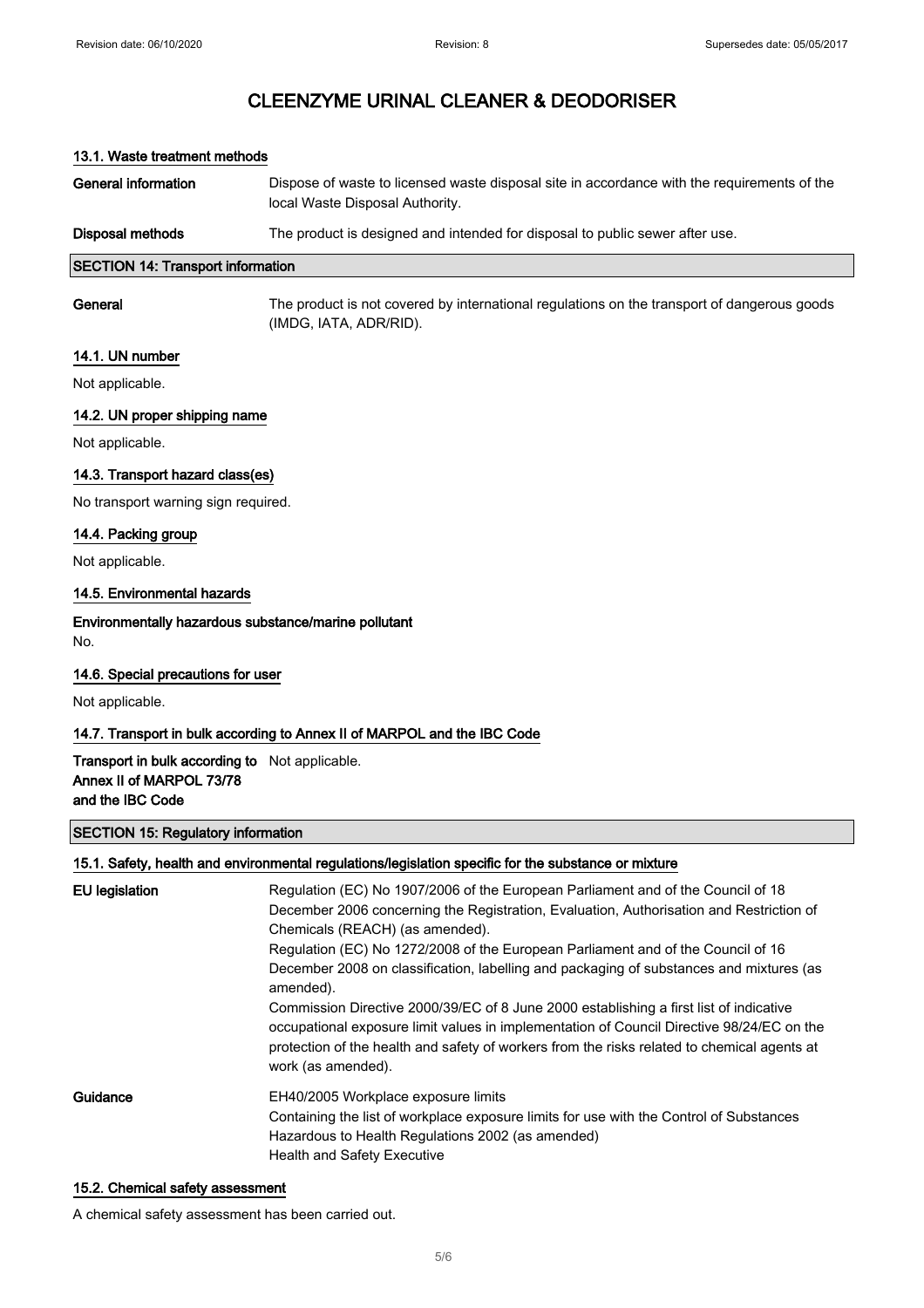# CLEENZYME URINAL CLEANER & DEODORISER

### 13.1. Waste treatment methods

| | |
|---|---|
| **General information** | Dispose of waste to licensed waste disposal site in accordance with the requirements of the local Waste Disposal Authority. |
| **Disposal methods** | The product is designed and intended for disposal to public sewer after use. |

## SECTION 14: Transport information

| | |
|---|---|
| **General** | The product is not covered by international regulations on the transport of dangerous goods (IMDG, IATA, ADR/RID). |

### 14.1. UN number

Not applicable.

### 14.2. UN proper shipping name

Not applicable.

### 14.3. Transport hazard class(es)

No transport warning sign required.

### 14.4. Packing group

Not applicable.

### 14.5. Environmental hazards

**Environmentally hazardous substance/marine pollutant**

No.

### 14.6. Special precautions for user

Not applicable.

### 14.7. Transport in bulk according to Annex II of MARPOL and the IBC Code

| | |
|---|---|
| **Transport in bulk according to Annex II of MARPOL 73/78 and the IBC Code** | Not applicable. |

## SECTION 15: Regulatory information

### 15.1. Safety, health and environmental regulations/legislation specific for the substance or mixture

| | |
|---|---|
| **EU legislation** | Regulation (EC) No 1907/2006 of the European Parliament and of the Council of 18 December 2006 concerning the Registration, Evaluation, Authorisation and Restriction of Chemicals (REACH) (as amended).<br>Regulation (EC) No 1272/2008 of the European Parliament and of the Council of 16 December 2008 on classification, labelling and packaging of substances and mixtures (as amended).<br>Commission Directive 2000/39/EC of 8 June 2000 establishing a first list of indicative occupational exposure limit values in implementation of Council Directive 98/24/EC on the protection of the health and safety of workers from the risks related to chemical agents at work (as amended). |
| **Guidance** | EH40/2005 Workplace exposure limits<br>Containing the list of workplace exposure limits for use with the Control of Substances Hazardous to Health Regulations 2002 (as amended)<br>Health and Safety Executive |

### 15.2. Chemical safety assessment

A chemical safety assessment has been carried out.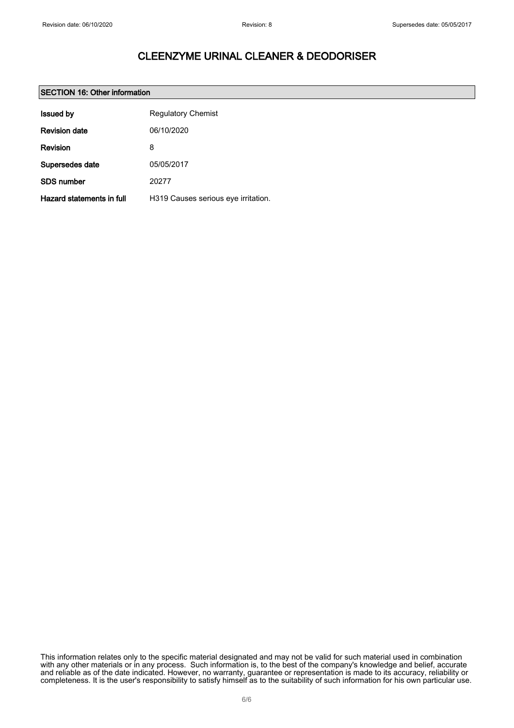# CLEENZYME URINAL CLEANER & DEODORISER

## SECTION 16: Other information

| | |
|---|---|
| **Issued by** | Regulatory Chemist |
| **Revision date** | 06/10/2020 |
| **Revision** | 8 |
| **Supersedes date** | 05/05/2017 |
| **SDS number** | 20277 |
| **Hazard statements in full** | H319 Causes serious eye irritation. |

This information relates only to the specific material designated and may not be valid for such material used in combination with any other materials or in any process. Such information is, to the best of the company's knowledge and belief, accurate and reliable as of the date indicated. However, no warranty, guarantee or representation is made to its accuracy, reliability or completeness. It is the user's responsibility to satisfy himself as to the suitability of such information for his own particular use.